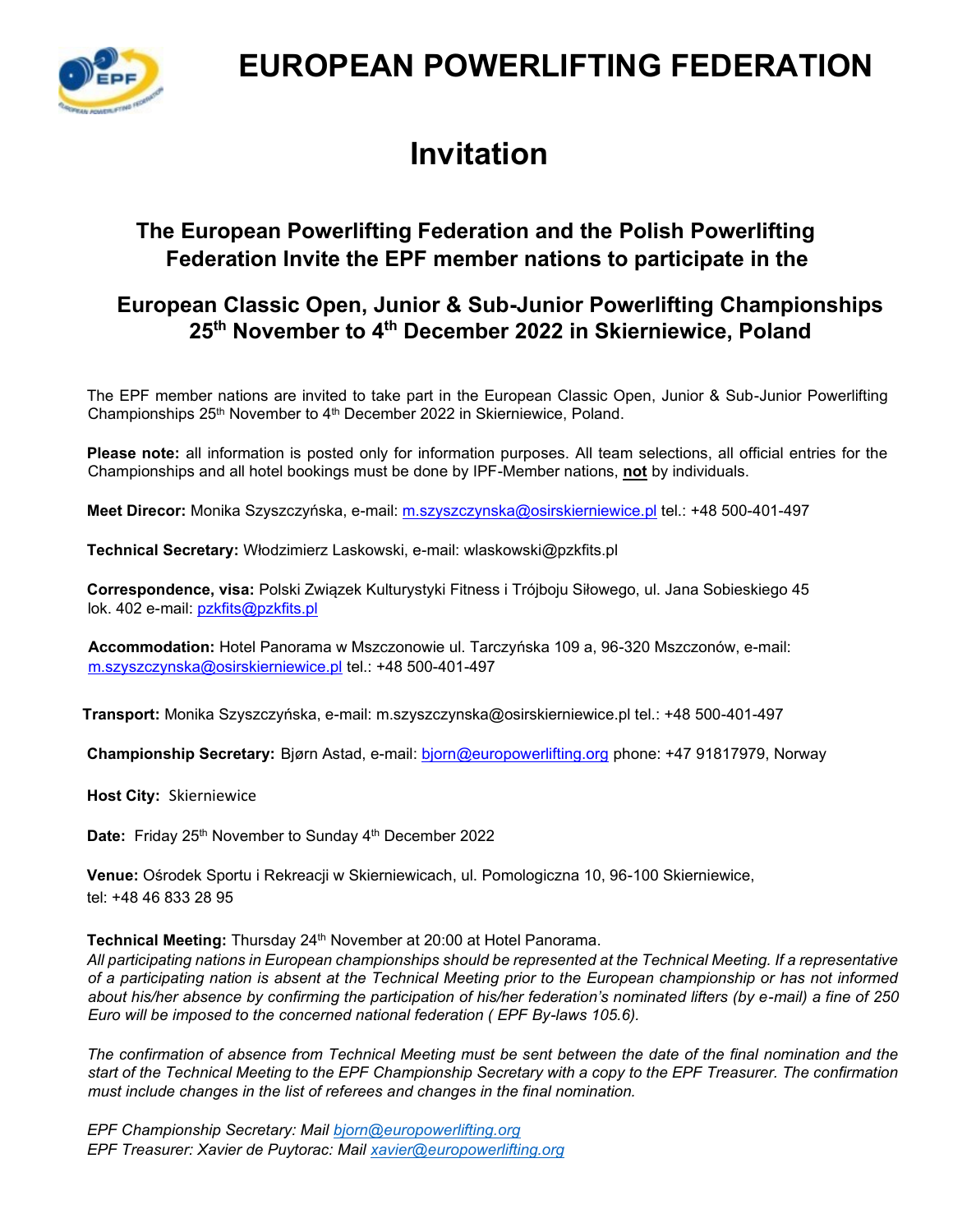# EUROPEAN POWERLIFTING FEDERATION

# Invitation

### The European Powerlifting Federation and the Polish Powerlifting Federation Invite the EPF member nations to participate in the

### European Classic Open, Junior & Sub-Junior Powerlifting Championships 25th November to 4th December 2022 in Skierniewice, Poland

The EPF member nations are invited to take part in the European Classic Open, Junior & Sub-Junior Powerlifting Championships 25th November to 4th December 2022 in Skierniewice, Poland.

**Please note:** all information is posted only for information purposes. All team selections, all official entries for the Championships and all hotel bookings must be done by IPF-Member nations, **not** by individuals.

**Meet Direcor:** Monika Szyszczyńska, e-mail: m.szyszczynska@osirskierniewice.pl tel.: +48 500-401-497

**Technical Secretary:** Włodzimierz Laskowski, e-mail: wlaskowski@pzkfits.pl

**Correspondence, visa:** Polski Związek Kulturystyki Fitness i Trójboju Siłowego, ul. Jana Sobieskiego 45 lok. 402 e-mail: pzkfits@pzkfits.pl

**Accommodation:** Hotel Panorama w Mszczonowie ul. Tarczyńska 109 a, 96-320 Mszczonów, e-mail: m.szyszczynska@osirskierniewice.pl tel.: +48 500-401-497

**Transport:** Monika Szyszczyńska, e-mail: m.szyszczynska@osirskierniewice.pl tel.: +48 500-401-497

**Championship Secretary:** Bjørn Astad, e-mail: bjorn@europowerlifting.org phone: +47 91817979, Norway

**Host City:** Skierniewice

**Date:** Friday 25th November to Sunday 4th December 2022

**Venue:** Ośrodek Sportu i Rekreacji w Skierniewicach, ul. Pomologiczna 10, 96-100 Skierniewice, tel: +48 46 833 28 95

**Technical Meeting:** Thursday 24th November at 20:00 at Hotel Panorama.
*All participating nations in European championships should be represented at the Technical Meeting. If a representative of a participating nation is absent at the Technical Meeting prior to the European championship or has not informed about his/her absence by confirming the participation of his/her federation's nominated lifters (by e-mail) a fine of 250 Euro will be imposed to the concerned national federation ( EPF By-laws 105.6).*

*The confirmation of absence from Technical Meeting must be sent between the date of the final nomination and the start of the Technical Meeting to the EPF Championship Secretary with a copy to the EPF Treasurer. The confirmation must include changes in the list of referees and changes in the final nomination.*

*EPF Championship Secretary: Mail bjorn@europowerlifting.org*
*EPF Treasurer: Xavier de Puytorac: Mail xavier@europowerlifting.org*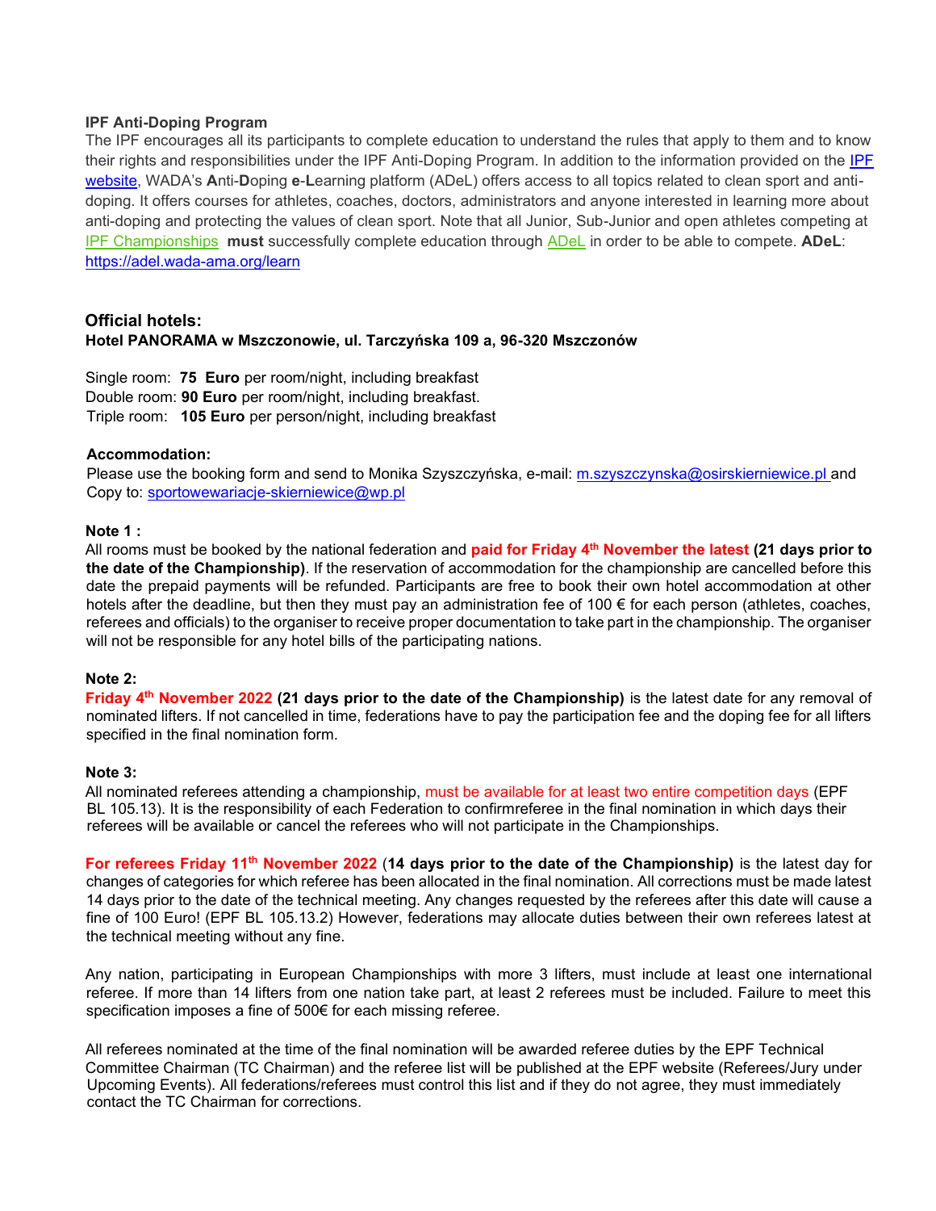**IPF Anti-Doping Program**

The IPF encourages all its participants to complete education to understand the rules that apply to them and to know their rights and responsibilities under the IPF Anti-Doping Program. In addition to the information provided on the IPF website, WADA's **A**nti-**D**oping **e**-**L**earning platform (ADeL) offers access to all topics related to clean sport and anti-doping. It offers courses for athletes, coaches, doctors, administrators and anyone interested in learning more about anti-doping and protecting the values of clean sport. Note that all Junior, Sub-Junior and open athletes competing at IPF Championships **must** successfully complete education through ADeL in order to be able to compete. **ADeL**: https://adel.wada-ama.org/learn

### Official hotels:

**Hotel PANORAMA w Mszczonowie, ul. Tarczyńska 109 a, 96-320 Mszczonów**

Single room: **75 Euro** per room/night, including breakfast
Double room: **90 Euro** per room/night, including breakfast.
Triple room: **105 Euro** per person/night, including breakfast

**Accommodation:**

Please use the booking form and send to Monika Szyszczyńska, e-mail: m.szyszczynska@osirskierniewice.pl and Copy to: sportowewariacje-skierniewice@wp.pl

**Note 1 :**

All rooms must be booked by the national federation and **paid for Friday 4th November the latest (21 days prior to the date of the Championship)**. If the reservation of accommodation for the championship are cancelled before this date the prepaid payments will be refunded. Participants are free to book their own hotel accommodation at other hotels after the deadline, but then they must pay an administration fee of 100 € for each person (athletes, coaches, referees and officials) to the organiser to receive proper documentation to take part in the championship. The organiser will not be responsible for any hotel bills of the participating nations.

**Note 2:**

**Friday 4th November 2022 (21 days prior to the date of the Championship)** is the latest date for any removal of nominated lifters. If not cancelled in time, federations have to pay the participation fee and the doping fee for all lifters specified in the final nomination form.

**Note 3:**

All nominated referees attending a championship, must be available for at least two entire competition days (EPF BL 105.13). It is the responsibility of each Federation to confirmreferee in the final nomination in which days their referees will be available or cancel the referees who will not participate in the Championships.

**For referees Friday 11th November 2022 (14 days prior to the date of the Championship)** is the latest day for changes of categories for which referee has been allocated in the final nomination. All corrections must be made latest 14 days prior to the date of the technical meeting. Any changes requested by the referees after this date will cause a fine of 100 Euro! (EPF BL 105.13.2) However, federations may allocate duties between their own referees latest at the technical meeting without any fine.

Any nation, participating in European Championships with more 3 lifters, must include at least one international referee. If more than 14 lifters from one nation take part, at least 2 referees must be included. Failure to meet this specification imposes a fine of 500€ for each missing referee.

All referees nominated at the time of the final nomination will be awarded referee duties by the EPF Technical Committee Chairman (TC Chairman) and the referee list will be published at the EPF website (Referees/Jury under Upcoming Events). All federations/referees must control this list and if they do not agree, they must immediately contact the TC Chairman for corrections.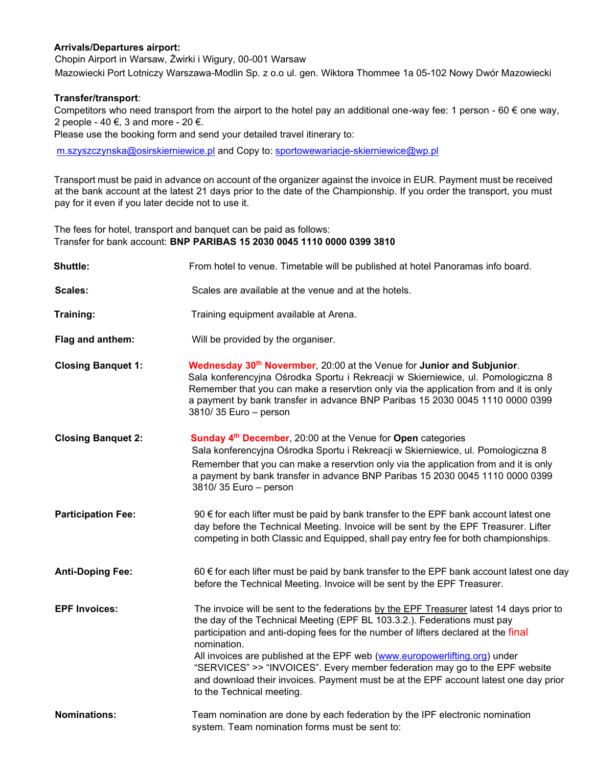**Arrivals/Departures airport:**

Chopin Airport in Warsaw, Żwirki i Wigury, 00-001 Warsaw

Mazowiecki Port Lotniczy Warszawa-Modlin Sp. z o.o ul. gen. Wiktora Thommee 1a 05-102 Nowy Dwór Mazowiecki

**Transfer/transport**:

Competitors who need transport from the airport to the hotel pay an additional one-way fee: 1 person - 60 € one way, 2 people - 40 €, 3 and more - 20 €.

Please use the booking form and send your detailed travel itinerary to:

m.szyszczynska@osirskierniewice.pl and Copy to: sportowewariacje-skierniewice@wp.pl

Transport must be paid in advance on account of the organizer against the invoice in EUR. Payment must be received at the bank account at the latest 21 days prior to the date of the Championship. If you order the transport, you must pay for it even if you later decide not to use it.

The fees for hotel, transport and banquet can be paid as follows:

Transfer for bank account: **BNP PARIBAS 15 2030 0045 1110 0000 0399 3810**

**Shuttle:** From hotel to venue. Timetable will be published at hotel Panoramas info board.

**Scales:** Scales are available at the venue and at the hotels.

**Training:** Training equipment available at Arena.

**Flag and anthem:** Will be provided by the organiser.

**Closing Banquet 1:** **Wednesday 30th Novermber**, 20:00 at the Venue for **Junior and Subjunior**.
Sala konferencyjna Ośrodka Sportu i Rekreacji w Skierniewice, ul. Pomologiczna 8
Remember that you can make a reservtion only via the application from and it is only a payment by bank transfer in advance BNP Paribas 15 2030 0045 1110 0000 0399 3810/ 35 Euro – person

**Closing Banquet 2:** **Sunday 4th December**, 20:00 at the Venue for **Open** categories
Sala konferencyjna Ośrodka Sportu i Rekreacji w Skierniewice, ul. Pomologiczna 8
Remember that you can make a reservtion only via the application from and it is only a payment by bank transfer in advance BNP Paribas 15 2030 0045 1110 0000 0399 3810/ 35 Euro – person

**Participation Fee:** 90 € for each lifter must be paid by bank transfer to the EPF bank account latest one day before the Technical Meeting. Invoice will be sent by the EPF Treasurer. Lifter competing in both Classic and Equipped, shall pay entry fee for both championships.

**Anti-Doping Fee:** 60 € for each lifter must be paid by bank transfer to the EPF bank account latest one day before the Technical Meeting. Invoice will be sent by the EPF Treasurer.

**EPF Invoices:** The invoice will be sent to the federations by the EPF Treasurer latest 14 days prior to the day of the Technical Meeting (EPF BL 103.3.2.). Federations must pay participation and anti-doping fees for the number of lifters declared at the final nomination.
All invoices are published at the EPF web (www.europowerlifting.org) under "SERVICES" >> "INVOICES". Every member federation may go to the EPF website and download their invoices. Payment must be at the EPF account latest one day prior to the Technical meeting.

**Nominations:** Team nomination are done by each federation by the IPF electronic nomination system. Team nomination forms must be sent to: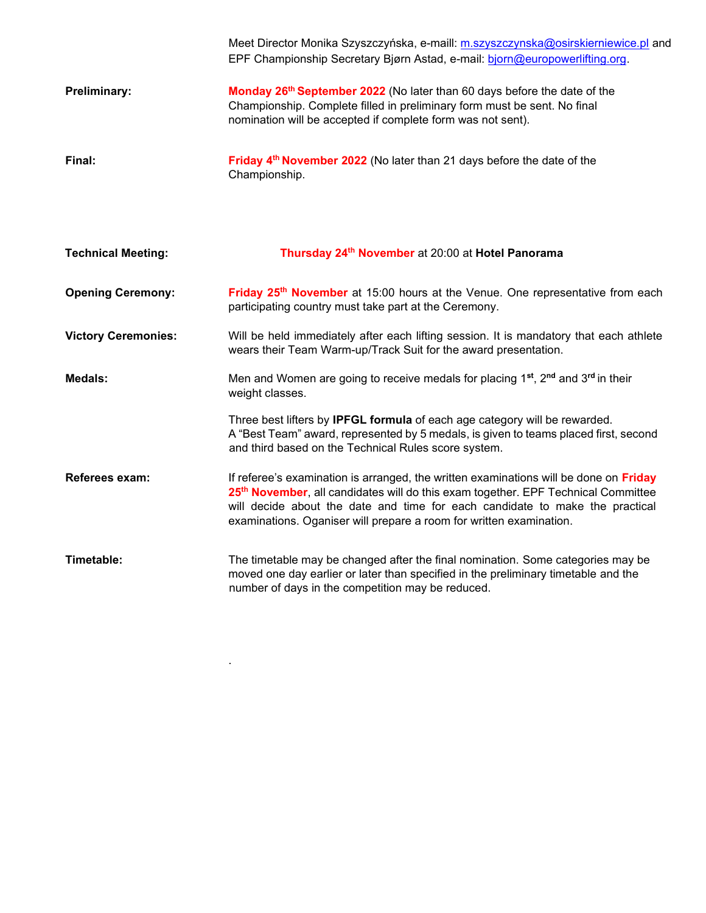Meet Director Monika Szyszczyńska, e-maill: m.szyszczynska@osirskierniewice.pl and EPF Championship Secretary Bjørn Astad, e-mail: bjorn@europowerlifting.org.

**Preliminary:** **Monday 26th September 2022** (No later than 60 days before the date of the Championship. Complete filled in preliminary form must be sent. No final nomination will be accepted if complete form was not sent).

**Final:** **Friday 4th November 2022** (No later than 21 days before the date of the Championship.

**Technical Meeting:** **Thursday 24th November** at 20:00 at **Hotel Panorama**

**Opening Ceremony:** **Friday 25th November** at 15:00 hours at the Venue. One representative from each participating country must take part at the Ceremony.

**Victory Ceremonies:** Will be held immediately after each lifting session. It is mandatory that each athlete wears their Team Warm-up/Track Suit for the award presentation.

**Medals:** Men and Women are going to receive medals for placing 1st, 2nd and 3rd in their weight classes.

Three best lifters by **IPFGL formula** of each age category will be rewarded.
A "Best Team" award, represented by 5 medals, is given to teams placed first, second and third based on the Technical Rules score system.

**Referees exam:** If referee's examination is arranged, the written examinations will be done on **Friday 25th November**, all candidates will do this exam together. EPF Technical Committee will decide about the date and time for each candidate to make the practical examinations. Oganiser will prepare a room for written examination.

**Timetable:** The timetable may be changed after the final nomination. Some categories may be moved one day earlier or later than specified in the preliminary timetable and the number of days in the competition may be reduced.

.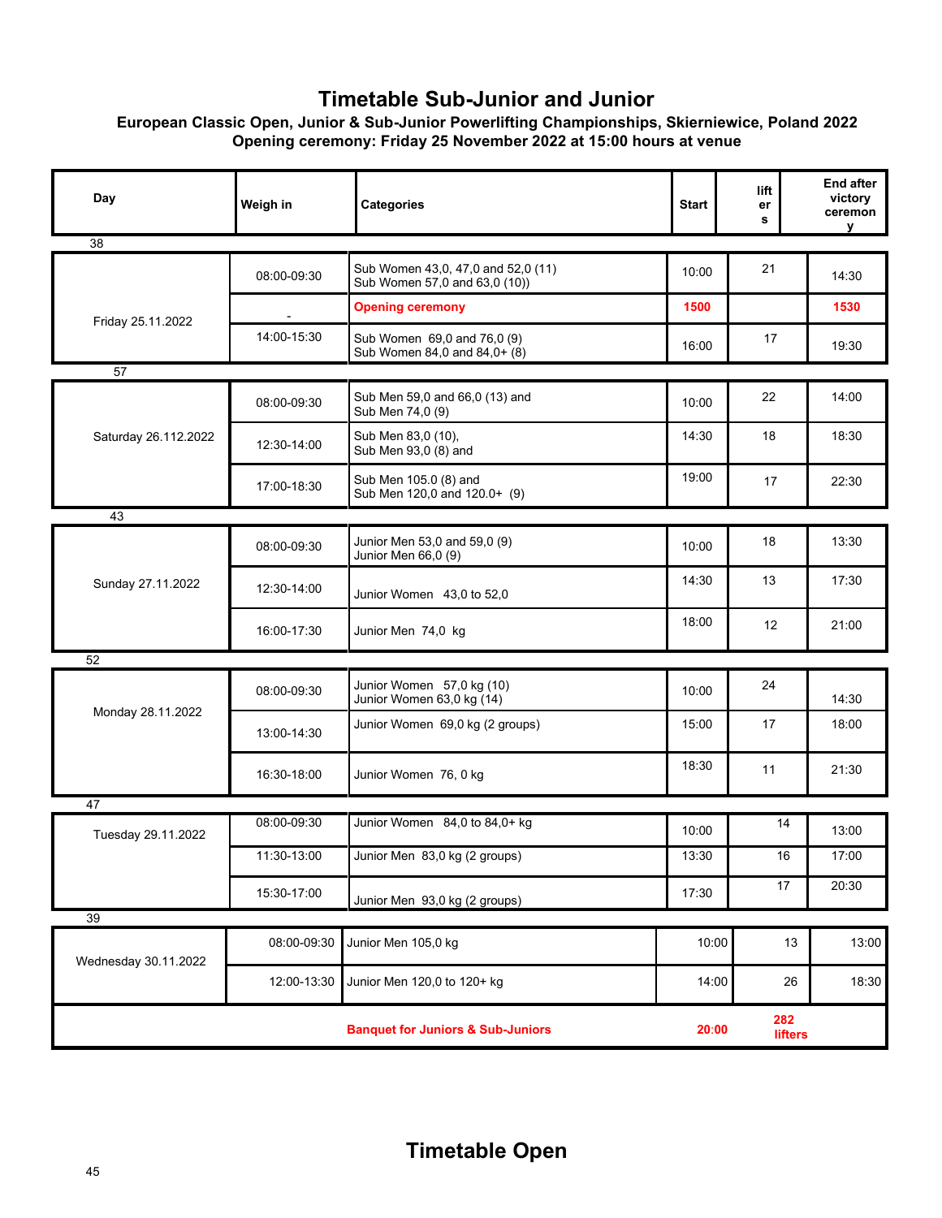# Timetable Sub-Junior and Junior

**European Classic Open, Junior & Sub-Junior Powerlifting Championships, Skierniewice, Poland 2022**
**Opening ceremony: Friday 25 November 2022 at 15:00 hours at venue**

| Day | Weigh in | Categories | Start | lifters | End after victory ceremony |
|---|---|---|---|---|---|
| 38 | | | | | |
| Friday 25.11.2022 | 08:00-09:30 | Sub Women 43,0, 47,0 and 52,0 (11) Sub Women 57,0 and 63,0 (10)) | 10:00 | 21 | 14:30 |
| | - | **Opening ceremony** | **1500** | | **1530** |
| | 14:00-15:30 | Sub Women 69,0 and 76,0 (9) Sub Women 84,0 and 84,0+ (8) | 16:00 | 17 | 19:30 |
| 57 | | | | | |
| Saturday 26.112.2022 | 08:00-09:30 | Sub Men 59,0 and 66,0 (13) and Sub Men 74,0 (9) | 10:00 | 22 | 14:00 |
| | 12:30-14:00 | Sub Men 83,0 (10), Sub Men 93,0 (8) and | 14:30 | 18 | 18:30 |
| | 17:00-18:30 | Sub Men 105.0 (8) and Sub Men 120,0 and 120.0+ (9) | 19:00 | 17 | 22:30 |
| 43 | | | | | |
| Sunday 27.11.2022 | 08:00-09:30 | Junior Men 53,0 and 59,0 (9) Junior Men 66,0 (9) | 10:00 | 18 | 13:30 |
| | 12:30-14:00 | Junior Women 43,0 to 52,0 | 14:30 | 13 | 17:30 |
| | 16:00-17:30 | Junior Men 74,0 kg | 18:00 | 12 | 21:00 |
| 52 | | | | | |
| Monday 28.11.2022 | 08:00-09:30 | Junior Women 57,0 kg (10) Junior Women 63,0 kg (14) | 10:00 | 24 | 14:30 |
| | 13:00-14:30 | Junior Women 69,0 kg (2 groups) | 15:00 | 17 | 18:00 |
| | 16:30-18:00 | Junior Women 76, 0 kg | 18:30 | 11 | 21:30 |
| 47 | | | | | |
| Tuesday 29.11.2022 | 08:00-09:30 | Junior Women 84,0 to 84,0+ kg | 10:00 | 14 | 13:00 |
| | 11:30-13:00 | Junior Men 83,0 kg (2 groups) | 13:30 | 16 | 17:00 |
| | 15:30-17:00 | Junior Men 93,0 kg (2 groups) | 17:30 | 17 | 20:30 |
| 39 | | | | | |
| Wednesday 30.11.2022 | 08:00-09:30 | Junior Men 105,0 kg | 10:00 | 13 | 13:00 |
| | 12:00-13:30 | Junior Men 120,0 to 120+ kg | 14:00 | 26 | 18:30 |
| | | **Banquet for Juniors & Sub-Juniors** | **20:00** | **282 lifters** | |

# Timetable Open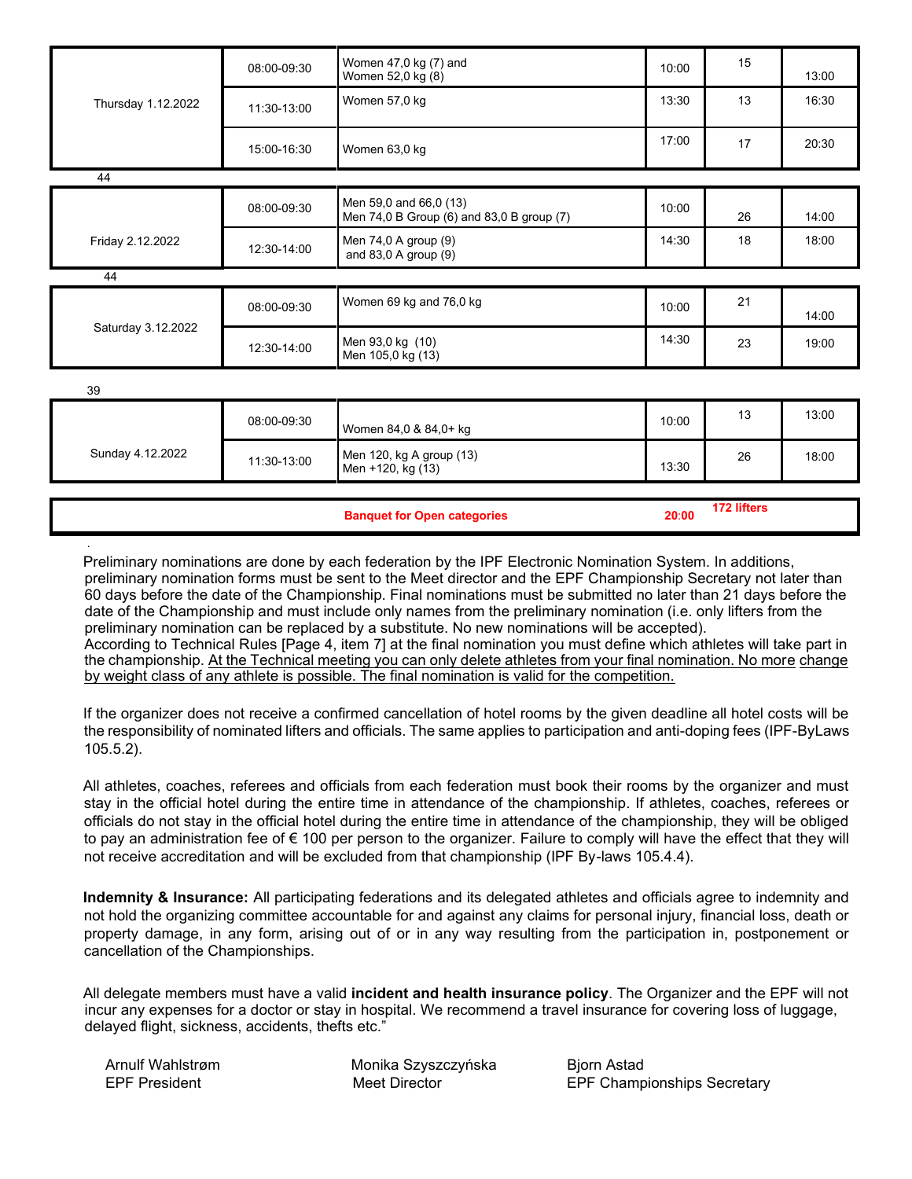| | | | | | |
|---|---|---|---|---|---|
| Thursday 1.12.2022 | 08:00-09:30 | Women 47,0 kg (7) and<br>Women 52,0 kg (8) | 10:00 | 15 | 13:00 |
| | 11:30-13:00 | Women 57,0 kg | 13:30 | 13 | 16:30 |
| | 15:00-16:30 | Women 63,0 kg | 17:00 | 17 | 20:30 |
| 44 | | | | | |
| Friday 2.12.2022 | 08:00-09:30 | Men 59,0 and 66,0 (13)<br>Men 74,0 B Group (6) and 83,0 B group (7) | 10:00 | 26 | 14:00 |
| | 12:30-14:00 | Men 74,0 A group (9)<br>and 83,0 A group (9) | 14:30 | 18 | 18:00 |
| 44 | | | | | |
| Saturday 3.12.2022 | 08:00-09:30 | Women 69 kg and 76,0 kg | 10:00 | 21 | 14:00 |
| | 12:30-14:00 | Men 93,0 kg (10)<br>Men 105,0 kg (13) | 14:30 | 23 | 19:00 |
| 39 | | | | | |
| Sunday 4.12.2022 | 08:00-09:30 | Women 84,0 & 84,0+ kg | 10:00 | 13 | 13:00 |
| | 11:30-13:00 | Men 120, kg A group (13)<br>Men +120, kg (13) | 13:30 | 26 | 18:00 |
| | | **Banquet for Open categories** | **20:00** | **172 lifters** | |

Preliminary nominations are done by each federation by the IPF Electronic Nomination System. In additions, preliminary nomination forms must be sent to the Meet director and the EPF Championship Secretary not later than 60 days before the date of the Championship. Final nominations must be submitted no later than 21 days before the date of the Championship and must include only names from the preliminary nomination (i.e. only lifters from the preliminary nomination can be replaced by a substitute. No new nominations will be accepted).
According to Technical Rules [Page 4, item 7] at the final nomination you must define which athletes will take part in the championship. At the Technical meeting you can only delete athletes from your final nomination. No more change by weight class of any athlete is possible. The final nomination is valid for the competition.

If the organizer does not receive a confirmed cancellation of hotel rooms by the given deadline all hotel costs will be the responsibility of nominated lifters and officials. The same applies to participation and anti-doping fees (IPF-ByLaws 105.5.2).

All athletes, coaches, referees and officials from each federation must book their rooms by the organizer and must stay in the official hotel during the entire time in attendance of the championship. If athletes, coaches, referees or officials do not stay in the official hotel during the entire time in attendance of the championship, they will be obliged to pay an administration fee of € 100 per person to the organizer. Failure to comply will have the effect that they will not receive accreditation and will be excluded from that championship (IPF By-laws 105.4.4).

**Indemnity & Insurance:** All participating federations and its delegated athletes and officials agree to indemnity and not hold the organizing committee accountable for and against any claims for personal injury, financial loss, death or property damage, in any form, arising out of or in any way resulting from the participation in, postponement or cancellation of the Championships.

All delegate members must have a valid **incident and health insurance policy**. The Organizer and the EPF will not incur any expenses for a doctor or stay in hospital. We recommend a travel insurance for covering loss of luggage, delayed flight, sickness, accidents, thefts etc."

Arnulf Wahlstrøm
EPF President

Monika Szyszczyńska
Meet Director

Bjorn Astad
EPF Championships Secretary